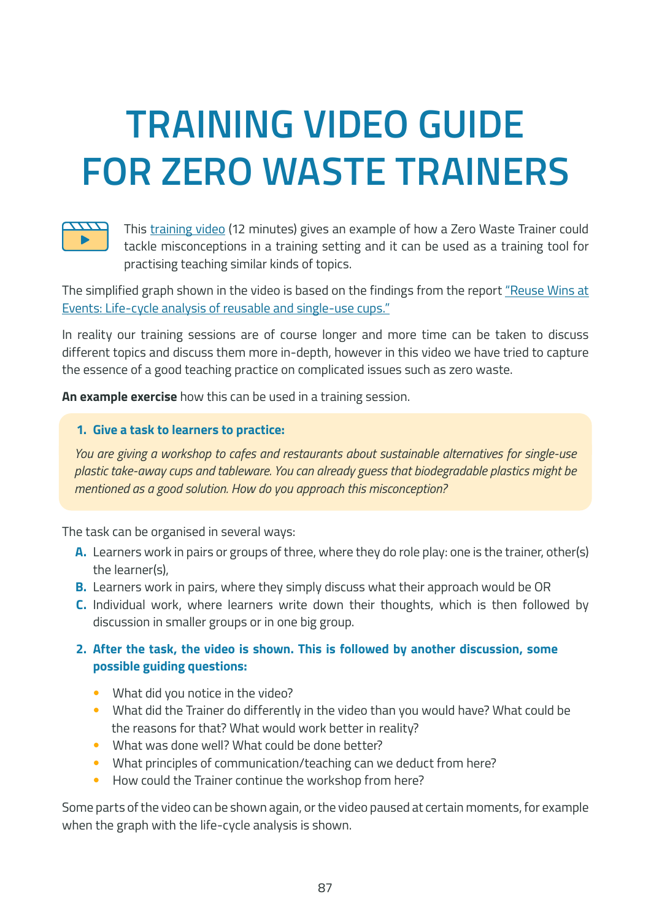# TRAINING VIDEO GUIDE FOR ZERO WASTE TRAINERS

This training video (12 minutes) gives an example of how a Zero Waste Trainer could tackle misconceptions in a training setting and it can be used as a training tool for practising teaching similar kinds of topics.

The simplified graph shown in the video is based on the findings from the report "Reuse Wins at Events: Life-cycle analysis of reusable and single-use cups."

In reality our training sessions are of course longer and more time can be taken to discuss different topics and discuss them more in-depth, however in this video we have tried to capture the essence of a good teaching practice on complicated issues such as zero waste.

**An example exercise** how this can be used in a training session.

1. **Give a task to learners to practice:**

   *You are giving a workshop to cafes and restaurants about sustainable alternatives for single-use plastic take-away cups and tableware. You can already guess that biodegradable plastics might be mentioned as a good solution. How do you approach this misconception?*

The task can be organised in several ways:

- **A.** Learners work in pairs or groups of three, where they do role play: one is the trainer, other(s) the learner(s),
- **B.** Learners work in pairs, where they simply discuss what their approach would be OR
- **C.** Individual work, where learners write down their thoughts, which is then followed by discussion in smaller groups or in one big group.

2. **After the task, the video is shown. This is followed by another discussion, some possible guiding questions:**

   - What did you notice in the video?
   - What did the Trainer do differently in the video than you would have? What could be the reasons for that? What would work better in reality?
   - What was done well? What could be done better?
   - What principles of communication/teaching can we deduct from here?
   - How could the Trainer continue the workshop from here?

Some parts of the video can be shown again, or the video paused at certain moments, for example when the graph with the life-cycle analysis is shown.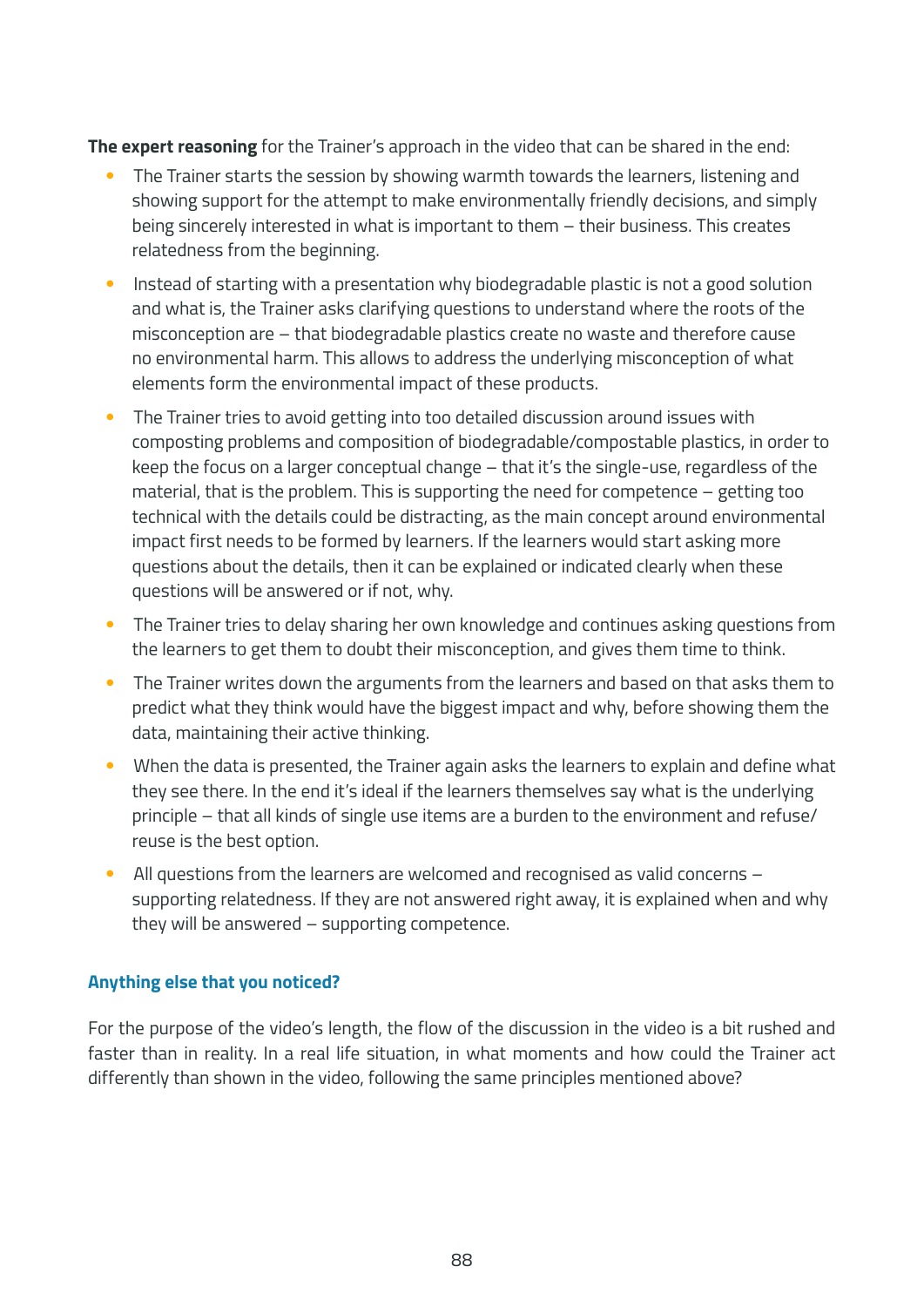**The expert reasoning** for the Trainer's approach in the video that can be shared in the end:

- The Trainer starts the session by showing warmth towards the learners, listening and showing support for the attempt to make environmentally friendly decisions, and simply being sincerely interested in what is important to them – their business. This creates relatedness from the beginning.
- Instead of starting with a presentation why biodegradable plastic is not a good solution and what is, the Trainer asks clarifying questions to understand where the roots of the misconception are – that biodegradable plastics create no waste and therefore cause no environmental harm. This allows to address the underlying misconception of what elements form the environmental impact of these products.
- The Trainer tries to avoid getting into too detailed discussion around issues with composting problems and composition of biodegradable/compostable plastics, in order to keep the focus on a larger conceptual change – that it's the single-use, regardless of the material, that is the problem. This is supporting the need for competence – getting too technical with the details could be distracting, as the main concept around environmental impact first needs to be formed by learners. If the learners would start asking more questions about the details, then it can be explained or indicated clearly when these questions will be answered or if not, why.
- The Trainer tries to delay sharing her own knowledge and continues asking questions from the learners to get them to doubt their misconception, and gives them time to think.
- The Trainer writes down the arguments from the learners and based on that asks them to predict what they think would have the biggest impact and why, before showing them the data, maintaining their active thinking.
- When the data is presented, the Trainer again asks the learners to explain and define what they see there. In the end it's ideal if the learners themselves say what is the underlying principle – that all kinds of single use items are a burden to the environment and refuse/reuse is the best option.
- All questions from the learners are welcomed and recognised as valid concerns – supporting relatedness. If they are not answered right away, it is explained when and why they will be answered – supporting competence.

### Anything else that you noticed?

For the purpose of the video's length, the flow of the discussion in the video is a bit rushed and faster than in reality. In a real life situation, in what moments and how could the Trainer act differently than shown in the video, following the same principles mentioned above?